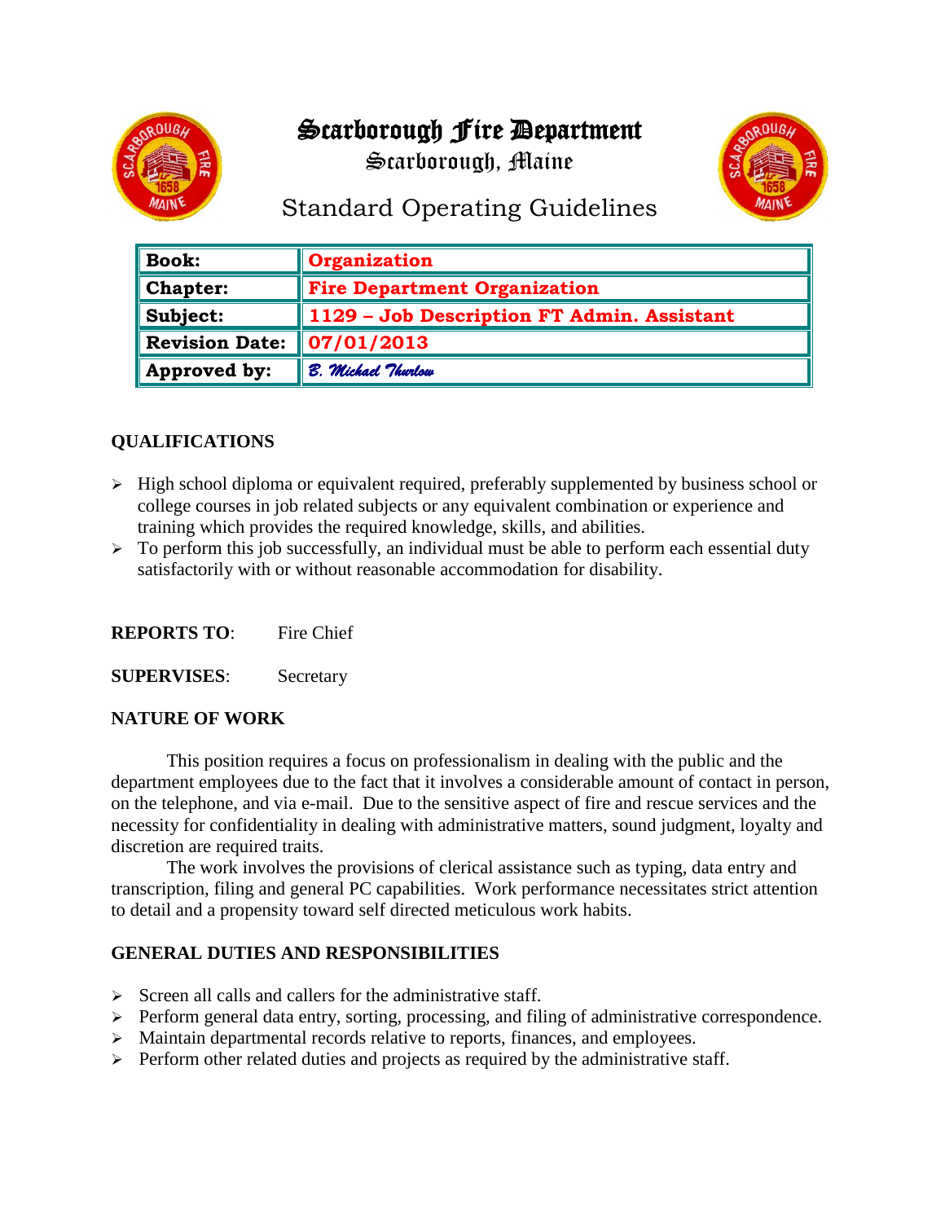# Scarborough Fire Department

Scarborough, Maine

## Standard Operating Guidelines

| Book: | Organization |
|---|---|
| Chapter: | Fire Department Organization |
| Subject: | 1129 – Job Description FT Admin. Assistant |
| Revision Date: | 07/01/2013 |
| Approved by: | *B. Michael Thurlow* |

### QUALIFICATIONS

- High school diploma or equivalent required, preferably supplemented by business school or college courses in job related subjects or any equivalent combination or experience and training which provides the required knowledge, skills, and abilities.
- To perform this job successfully, an individual must be able to perform each essential duty satisfactorily with or without reasonable accommodation for disability.

**REPORTS TO**: Fire Chief

**SUPERVISES**: Secretary

### NATURE OF WORK

This position requires a focus on professionalism in dealing with the public and the department employees due to the fact that it involves a considerable amount of contact in person, on the telephone, and via e-mail. Due to the sensitive aspect of fire and rescue services and the necessity for confidentiality in dealing with administrative matters, sound judgment, loyalty and discretion are required traits.

The work involves the provisions of clerical assistance such as typing, data entry and transcription, filing and general PC capabilities. Work performance necessitates strict attention to detail and a propensity toward self directed meticulous work habits.

### GENERAL DUTIES AND RESPONSIBILITIES

- Screen all calls and callers for the administrative staff.
- Perform general data entry, sorting, processing, and filing of administrative correspondence.
- Maintain departmental records relative to reports, finances, and employees.
- Perform other related duties and projects as required by the administrative staff.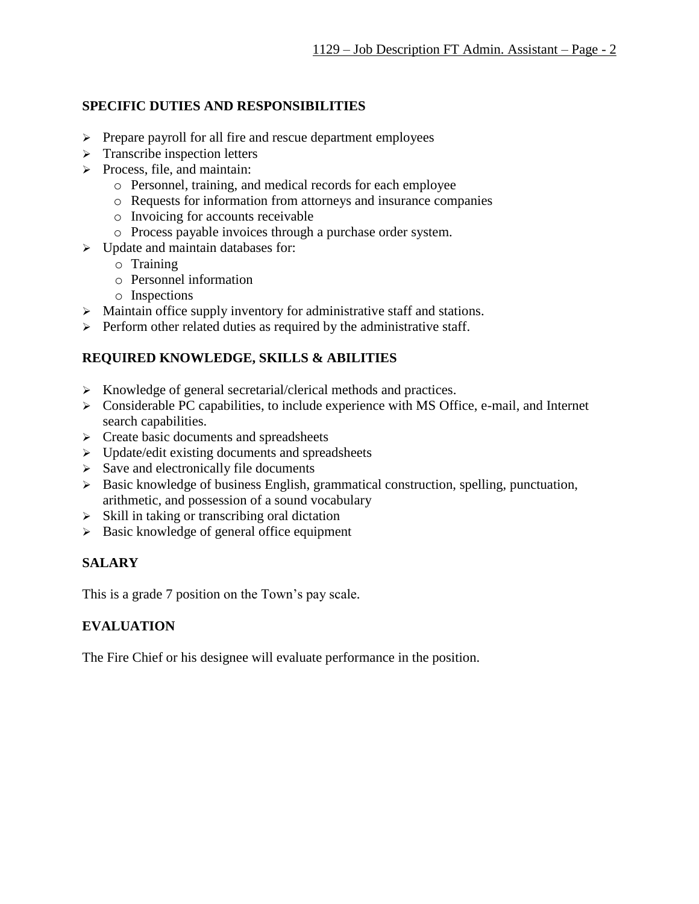## SPECIFIC DUTIES AND RESPONSIBILITIES

- Prepare payroll for all fire and rescue department employees
- Transcribe inspection letters
- Process, file, and maintain:
  - Personnel, training, and medical records for each employee
  - Requests for information from attorneys and insurance companies
  - Invoicing for accounts receivable
  - Process payable invoices through a purchase order system.
- Update and maintain databases for:
  - Training
  - Personnel information
  - Inspections
- Maintain office supply inventory for administrative staff and stations.
- Perform other related duties as required by the administrative staff.

## REQUIRED KNOWLEDGE, SKILLS & ABILITIES

- Knowledge of general secretarial/clerical methods and practices.
- Considerable PC capabilities, to include experience with MS Office, e-mail, and Internet search capabilities.
- Create basic documents and spreadsheets
- Update/edit existing documents and spreadsheets
- Save and electronically file documents
- Basic knowledge of business English, grammatical construction, spelling, punctuation, arithmetic, and possession of a sound vocabulary
- Skill in taking or transcribing oral dictation
- Basic knowledge of general office equipment

## SALARY

This is a grade 7 position on the Town's pay scale.

## EVALUATION

The Fire Chief or his designee will evaluate performance in the position.